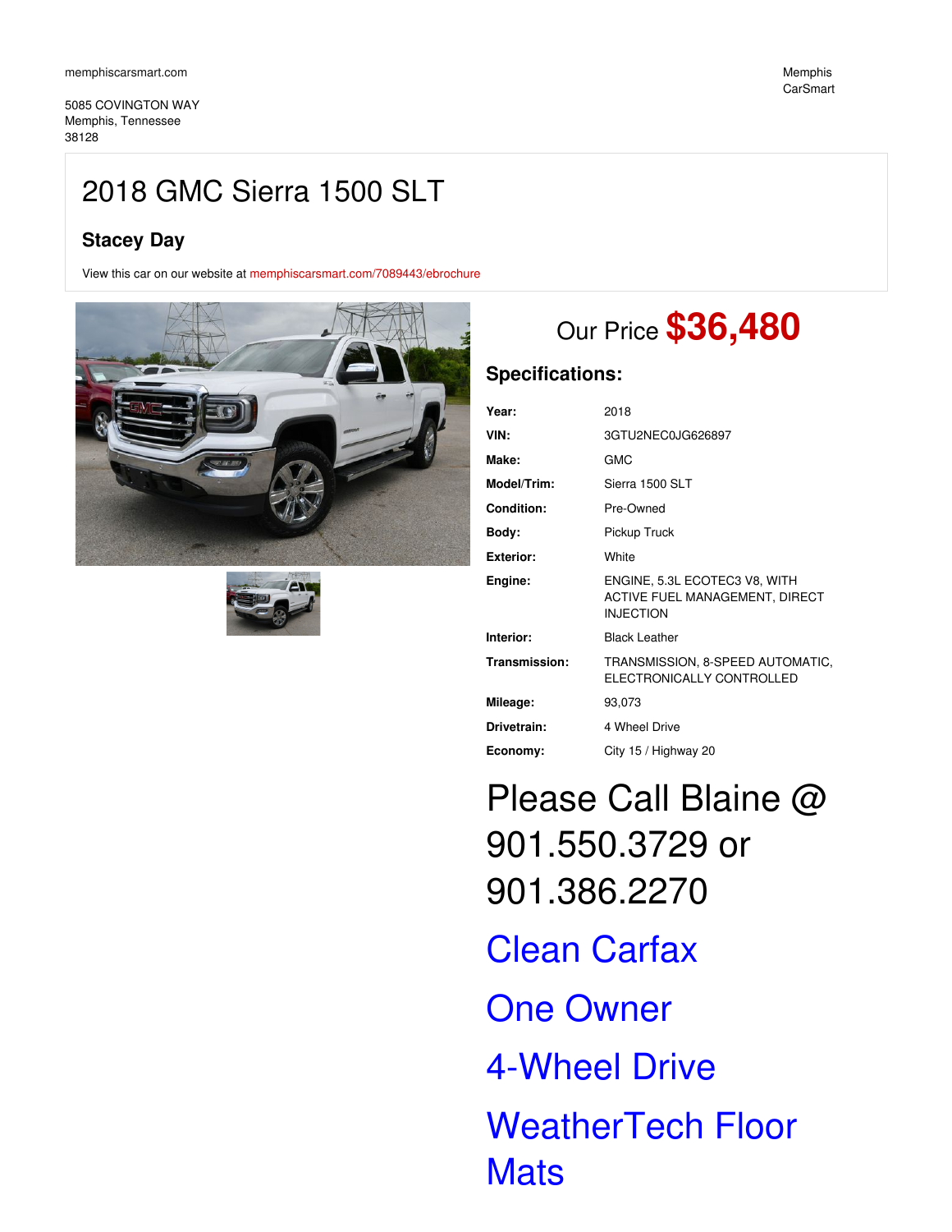memphiscarsmart.com

5085 COVINGTON WAY
Memphis, Tennessee
38128

Memphis CarSmart

# 2018 GMC Sierra 1500 SLT

### Stacey Day

View this car on our website at memphiscarsmart.com/7089443/ebrochure

Our Price **$36,480**

## Specifications:

| | |
|---|---|
| **Year:** | 2018 |
| **VIN:** | 3GTU2NEC0JG626897 |
| **Make:** | GMC |
| **Model/Trim:** | Sierra 1500 SLT |
| **Condition:** | Pre-Owned |
| **Body:** | Pickup Truck |
| **Exterior:** | White |
| **Engine:** | ENGINE, 5.3L ECOTEC3 V8, WITH ACTIVE FUEL MANAGEMENT, DIRECT INJECTION |
| **Interior:** | Black Leather |
| **Transmission:** | TRANSMISSION, 8-SPEED AUTOMATIC, ELECTRONICALLY CONTROLLED |
| **Mileage:** | 93,073 |
| **Drivetrain:** | 4 Wheel Drive |
| **Economy:** | City 15 / Highway 20 |

# Please Call Blaine @ 901.550.3729 or 901.386.2270

# Clean Carfax

# One Owner

# 4-Wheel Drive

# WeatherTech Floor Mats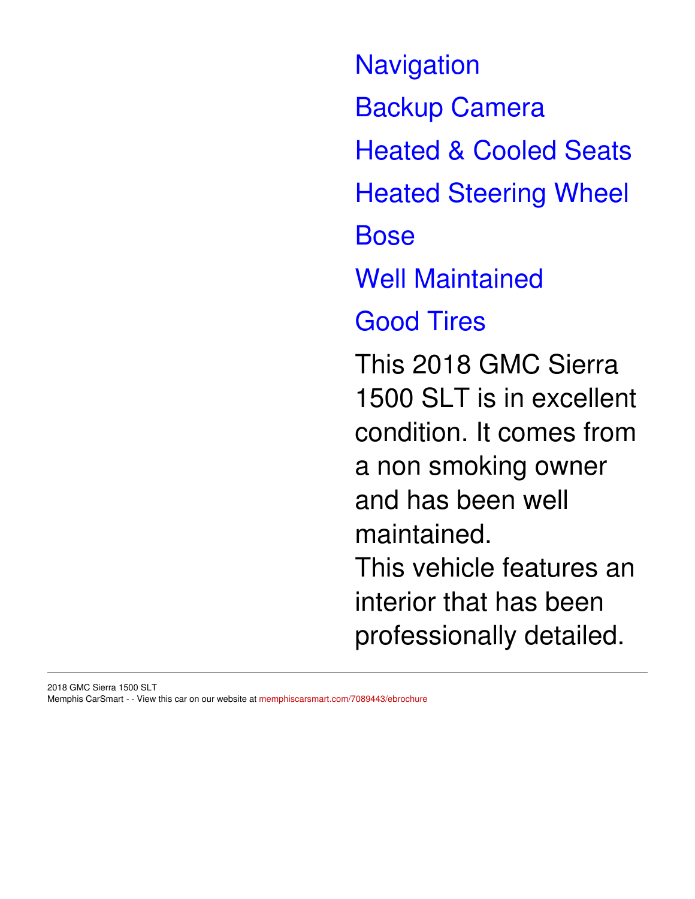Navigation

Backup Camera

Heated & Cooled Seats

Heated Steering Wheel

Bose

Well Maintained

Good Tires

This 2018 GMC Sierra 1500 SLT is in excellent condition. It comes from a non smoking owner and has been well maintained.
This vehicle features an interior that has been professionally detailed.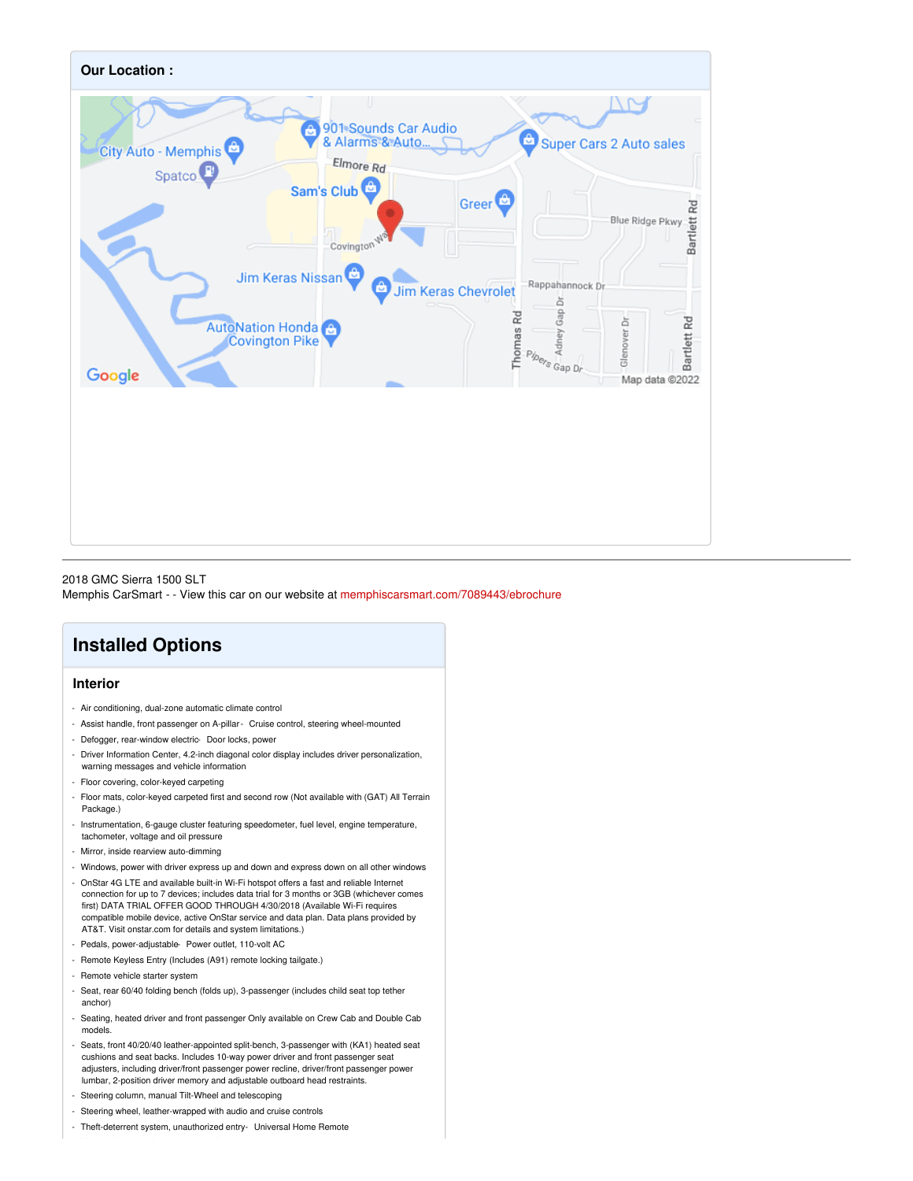## Our Location :

2018 GMC Sierra 1500 SLT
Memphis CarSmart - - View this car on our website at memphiscarsmart.com/7089443/ebrochure

# Installed Options

## Interior

- Air conditioning, dual-zone automatic climate control
- Assist handle, front passenger on A-pillar
- Cruise control, steering wheel-mounted
- Defogger, rear-window electric
- Door locks, power
- Driver Information Center, 4.2-inch diagonal color display includes driver personalization, warning messages and vehicle information
- Floor covering, color-keyed carpeting
- Floor mats, color-keyed carpeted first and second row (Not available with (GAT) All Terrain Package.)
- Instrumentation, 6-gauge cluster featuring speedometer, fuel level, engine temperature, tachometer, voltage and oil pressure
- Mirror, inside rearview auto-dimming
- Windows, power with driver express up and down and express down on all other windows
- OnStar 4G LTE and available built-in Wi-Fi hotspot offers a fast and reliable Internet connection for up to 7 devices; includes data trial for 3 months or 3GB (whichever comes first) DATA TRIAL OFFER GOOD THROUGH 4/30/2018 (Available Wi-Fi requires compatible mobile device, active OnStar service and data plan. Data plans provided by AT&T. Visit onstar.com for details and system limitations.)
- Pedals, power-adjustable
- Power outlet, 110-volt AC
- Remote Keyless Entry (Includes (A91) remote locking tailgate.)
- Remote vehicle starter system
- Seat, rear 60/40 folding bench (folds up), 3-passenger (includes child seat top tether anchor)
- Seating, heated driver and front passenger Only available on Crew Cab and Double Cab models.
- Seats, front 40/20/40 leather-appointed split-bench, 3-passenger with (KA1) heated seat cushions and seat backs. Includes 10-way power driver and front passenger seat adjusters, including driver/front passenger power recline, driver/front passenger power lumbar, 2-position driver memory and adjustable outboard head restraints.
- Steering column, manual Tilt-Wheel and telescoping
- Steering wheel, leather-wrapped with audio and cruise controls
- Theft-deterrent system, unauthorized entry
- Universal Home Remote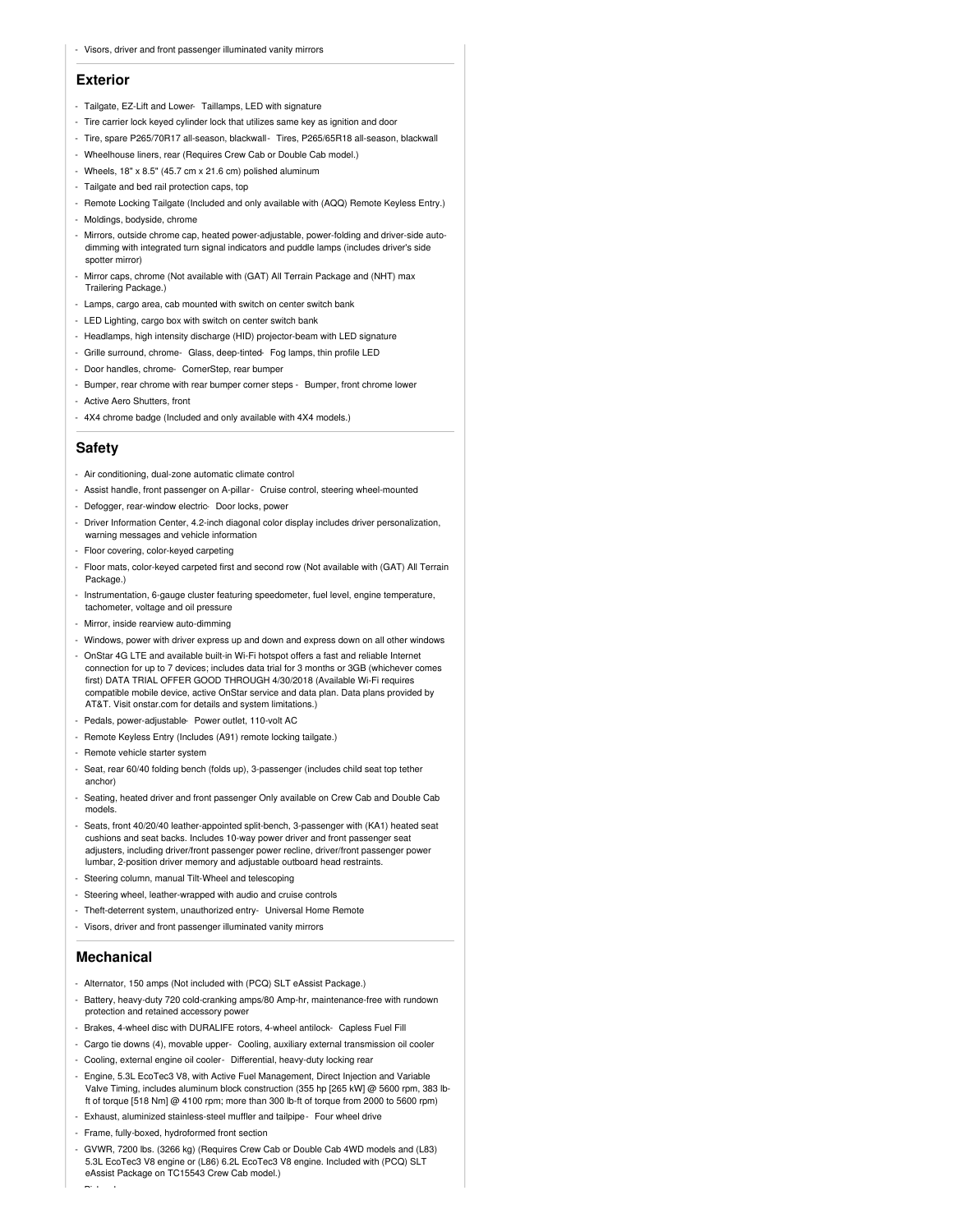- Visors, driver and front passenger illuminated vanity mirrors

## Exterior

- Tailgate, EZ-Lift and Lower- Taillamps, LED with signature
- Tire carrier lock keyed cylinder lock that utilizes same key as ignition and door
- Tire, spare P265/70R17 all-season, blackwall- Tires, P265/65R18 all-season, blackwall
- Wheelhouse liners, rear (Requires Crew Cab or Double Cab model.)
- Wheels, 18" x 8.5" (45.7 cm x 21.6 cm) polished aluminum
- Tailgate and bed rail protection caps, top
- Remote Locking Tailgate (Included and only available with (AQQ) Remote Keyless Entry.)
- Moldings, bodyside, chrome
- Mirrors, outside chrome cap, heated power-adjustable, power-folding and driver-side auto-dimming with integrated turn signal indicators and puddle lamps (includes driver's side spotter mirror)
- Mirror caps, chrome (Not available with (GAT) All Terrain Package and (NHT) max Trailering Package.)
- Lamps, cargo area, cab mounted with switch on center switch bank
- LED Lighting, cargo box with switch on center switch bank
- Headlamps, high intensity discharge (HID) projector-beam with LED signature
- Grille surround, chrome- Glass, deep-tinted- Fog lamps, thin profile LED
- Door handles, chrome- CornerStep, rear bumper
- Bumper, rear chrome with rear bumper corner steps - Bumper, front chrome lower
- Active Aero Shutters, front
- 4X4 chrome badge (Included and only available with 4X4 models.)

## Safety

- Air conditioning, dual-zone automatic climate control
- Assist handle, front passenger on A-pillar - Cruise control, steering wheel-mounted
- Defogger, rear-window electric- Door locks, power
- Driver Information Center, 4.2-inch diagonal color display includes driver personalization, warning messages and vehicle information
- Floor covering, color-keyed carpeting
- Floor mats, color-keyed carpeted first and second row (Not available with (GAT) All Terrain Package.)
- Instrumentation, 6-gauge cluster featuring speedometer, fuel level, engine temperature, tachometer, voltage and oil pressure
- Mirror, inside rearview auto-dimming
- Windows, power with driver express up and down and express down on all other windows
- OnStar 4G LTE and available built-in Wi-Fi hotspot offers a fast and reliable Internet connection for up to 7 devices; includes data trial for 3 months or 3GB (whichever comes first) DATA TRIAL OFFER GOOD THROUGH 4/30/2018 (Available Wi-Fi requires compatible mobile device, active OnStar service and data plan. Data plans provided by AT&T. Visit onstar.com for details and system limitations.)
- Pedals, power-adjustable- Power outlet, 110-volt AC
- Remote Keyless Entry (Includes (A91) remote locking tailgate.)
- Remote vehicle starter system
- Seat, rear 60/40 folding bench (folds up), 3-passenger (includes child seat top tether anchor)
- Seating, heated driver and front passenger Only available on Crew Cab and Double Cab models.
- Seats, front 40/20/40 leather-appointed split-bench, 3-passenger with (KA1) heated seat cushions and seat backs. Includes 10-way power driver and front passenger seat adjusters, including driver/front passenger power recline, driver/front passenger power lumbar, 2-position driver memory and adjustable outboard head restraints.
- Steering column, manual Tilt-Wheel and telescoping
- Steering wheel, leather-wrapped with audio and cruise controls
- Theft-deterrent system, unauthorized entry- Universal Home Remote
- Visors, driver and front passenger illuminated vanity mirrors

## Mechanical

- Alternator, 150 amps (Not included with (PCQ) SLT eAssist Package.)
- Battery, heavy-duty 720 cold-cranking amps/80 Amp-hr, maintenance-free with rundown protection and retained accessory power
- Brakes, 4-wheel disc with DURALIFE rotors, 4-wheel antilock- Capless Fuel Fill
- Cargo tie downs (4), movable upper- Cooling, auxiliary external transmission oil cooler
- Cooling, external engine oil cooler- Differential, heavy-duty locking rear
- Engine, 5.3L EcoTec3 V8, with Active Fuel Management, Direct Injection and Variable Valve Timing, includes aluminum block construction (355 hp [265 kW] @ 5600 rpm, 383 lb-ft of torque [518 Nm] @ 4100 rpm; more than 300 lb-ft of torque from 2000 to 5600 rpm)
- Exhaust, aluminized stainless-steel muffler and tailpipe - Four wheel drive
- Frame, fully-boxed, hydroformed front section
- GVWR, 7200 lbs. (3266 kg) (Requires Crew Cab or Double Cab 4WD models and (L83) 5.3L EcoTec3 V8 engine or (L86) 6.2L EcoTec3 V8 engine. Included with (PCQ) SLT eAssist Package on TC15543 Crew Cab model.)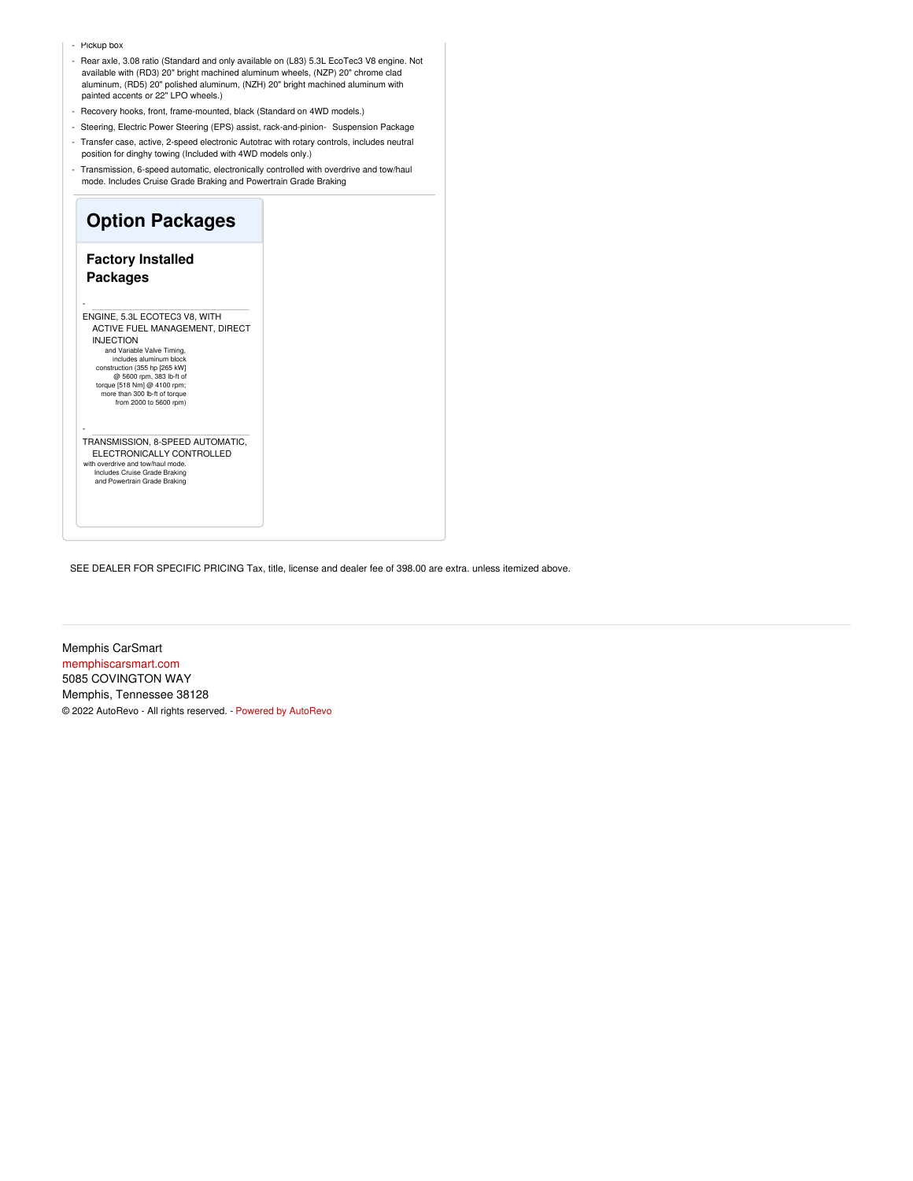- Pickup box
- Rear axle, 3.08 ratio (Standard and only available on (L83) 5.3L EcoTec3 V8 engine. Not available with (RD3) 20" bright machined aluminum wheels, (NZP) 20" chrome clad aluminum, (RD5) 20" polished aluminum, (NZH) 20" bright machined aluminum with painted accents or 22" LPO wheels.)
- Recovery hooks, front, frame-mounted, black (Standard on 4WD models.)
- Steering, Electric Power Steering (EPS) assist, rack-and-pinion- Suspension Package
- Transfer case, active, 2-speed electronic Autotrac with rotary controls, includes neutral position for dinghy towing (Included with 4WD models only.)
- Transmission, 6-speed automatic, electronically controlled with overdrive and tow/haul mode. Includes Cruise Grade Braking and Powertrain Grade Braking

## Option Packages

### Factory Installed Packages

-

ENGINE, 5.3L ECOTEC3 V8, WITH ACTIVE FUEL MANAGEMENT, DIRECT INJECTION
and Variable Valve Timing, includes aluminum block construction (355 hp [265 kW] @ 5600 rpm, 383 lb-ft of torque [518 Nm] @ 4100 rpm; more than 300 lb-ft of torque from 2000 to 5600 rpm)

-

TRANSMISSION, 8-SPEED AUTOMATIC, ELECTRONICALLY CONTROLLED
with overdrive and tow/haul mode. Includes Cruise Grade Braking and Powertrain Grade Braking

SEE DEALER FOR SPECIFIC PRICING Tax, title, license and dealer fee of 398.00 are extra. unless itemized above.

Memphis CarSmart
memphiscarsmart.com
5085 COVINGTON WAY
Memphis, Tennessee 38128
© 2022 AutoRevo - All rights reserved. - Powered by AutoRevo